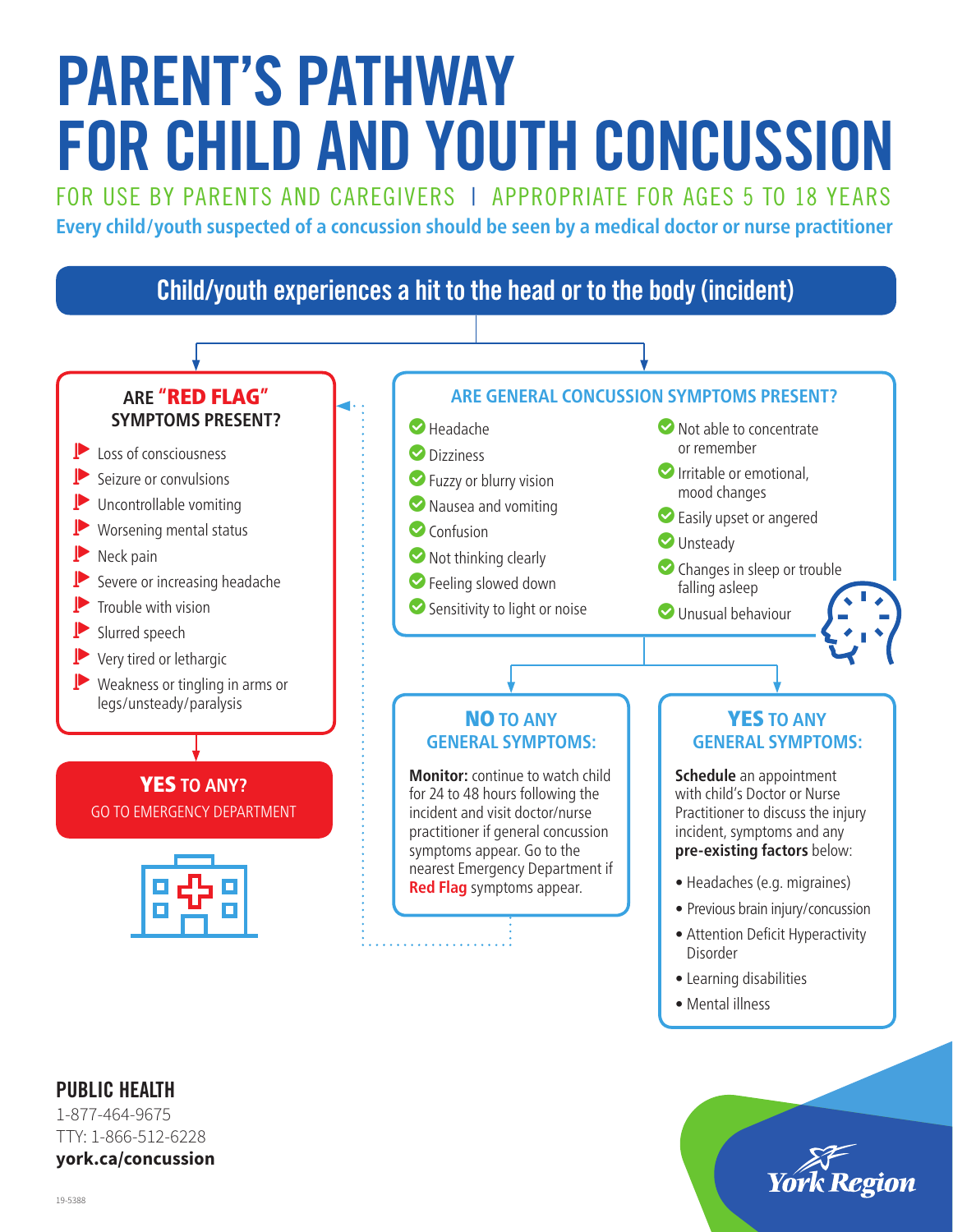# PARENT'S PATHWAY FOR CHILD AND YOUTH CONCUSSION

FOR USE BY PARENTS AND CAREGIVERS | APPROPRIATE FOR AGES 5 TO 18 YEARS

**Every child/youth suspected of a concussion should be seen by a medical doctor or nurse practitioner**

## Child/youth experiences a hit to the head or to the body (incident)

### ARE "RED FLAG" SYMPTOMS PRESENT?

- Loss of consciousness
- Seizure or convulsions
- Uncontrollable vomiting
- Worsening mental status
- Neck pain
- Severe or increasing headache
- Trouble with vision
- Slurred speech
- Very tired or lethargic
- Weakness or tingling in arms or legs/unsteady/paralysis

**YES TO ANY?**

GO TO EMERGENCY DEPARTMENT

### ARE GENERAL CONCUSSION SYMPTOMS PRESENT?

- Headache
- Dizziness
- Fuzzy or blurry vision
- Nausea and vomiting
- Confusion
- Not thinking clearly
- Feeling slowed down
- Sensitivity to light or noise
- Not able to concentrate or remember
- Irritable or emotional, mood changes
- Easily upset or angered
- Unsteady
- Changes in sleep or trouble falling asleep
- Unusual behaviour

### NO TO ANY GENERAL SYMPTOMS:

**Monitor:** continue to watch child for 24 to 48 hours following the incident and visit doctor/nurse practitioner if general concussion symptoms appear. Go to the nearest Emergency Department if **Red Flag** symptoms appear.

### YES TO ANY GENERAL SYMPTOMS:

**Schedule** an appointment with child's Doctor or Nurse Practitioner to discuss the injury incident, symptoms and any **pre-existing factors** below:

- Headaches (e.g. migraines)
- Previous brain injury/concussion
- Attention Deficit Hyperactivity Disorder
- Learning disabilities
- Mental illness

**PUBLIC HEALTH**

1-877-464-9675

TTY: 1-866-512-6228

**york.ca/concussion**

19-5388

York Region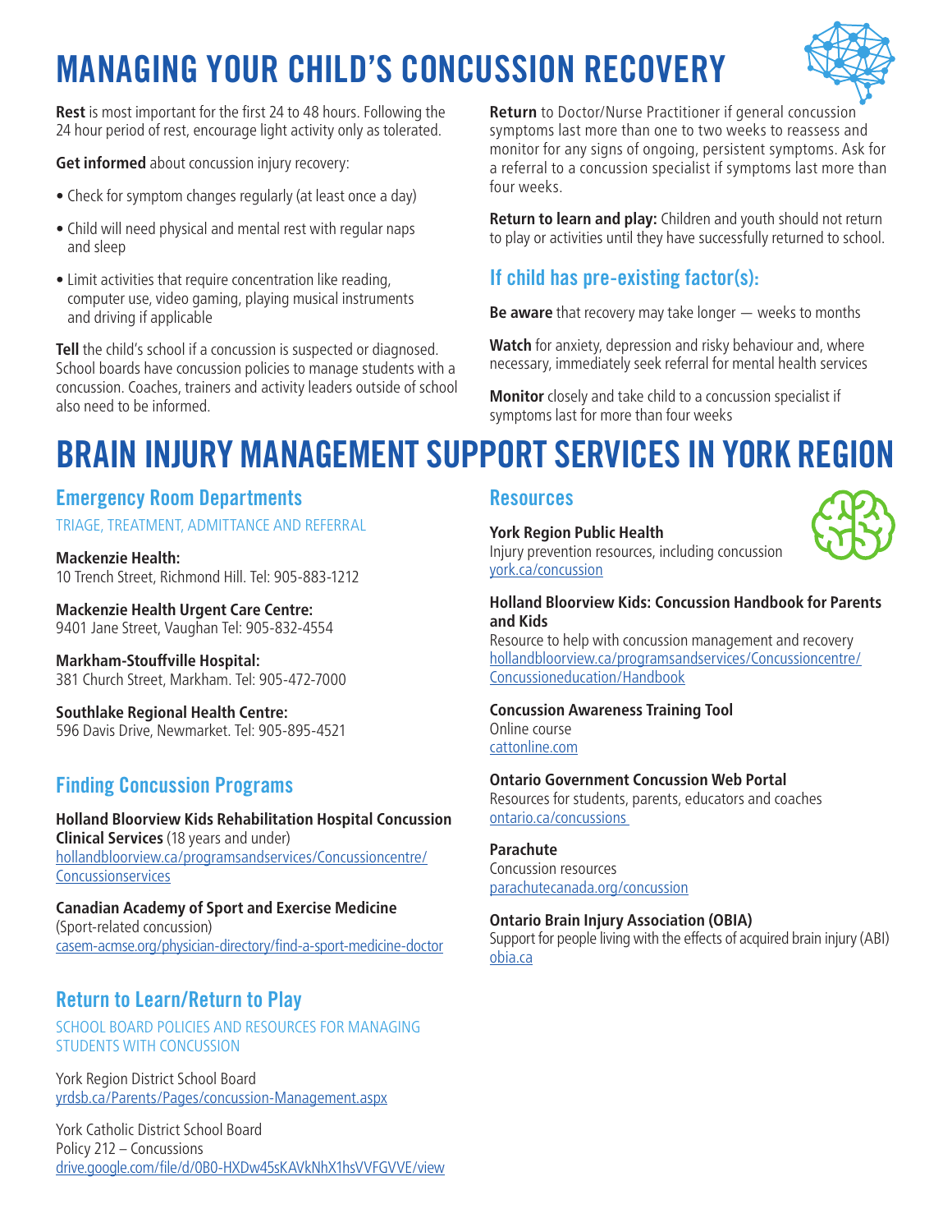# MANAGING YOUR CHILD'S CONCUSSION RECOVERY

**Rest** is most important for the first 24 to 48 hours. Following the 24 hour period of rest, encourage light activity only as tolerated.

**Get informed** about concussion injury recovery:

- Check for symptom changes regularly (at least once a day)
- Child will need physical and mental rest with regular naps and sleep
- Limit activities that require concentration like reading, computer use, video gaming, playing musical instruments and driving if applicable

**Tell** the child's school if a concussion is suspected or diagnosed. School boards have concussion policies to manage students with a concussion. Coaches, trainers and activity leaders outside of school also need to be informed.

**Return** to Doctor/Nurse Practitioner if general concussion symptoms last more than one to two weeks to reassess and monitor for any signs of ongoing, persistent symptoms. Ask for a referral to a concussion specialist if symptoms last more than four weeks.

**Return to learn and play:** Children and youth should not return to play or activities until they have successfully returned to school.

## If child has pre-existing factor(s):

**Be aware** that recovery may take longer — weeks to months

**Watch** for anxiety, depression and risky behaviour and, where necessary, immediately seek referral for mental health services

**Monitor** closely and take child to a concussion specialist if symptoms last for more than four weeks

# BRAIN INJURY MANAGEMENT SUPPORT SERVICES IN YORK REGION

## Emergency Room Departments

TRIAGE, TREATMENT, ADMITTANCE AND REFERRAL

**Mackenzie Health:**
10 Trench Street, Richmond Hill. Tel: 905-883-1212

**Mackenzie Health Urgent Care Centre:**
9401 Jane Street, Vaughan Tel: 905-832-4554

**Markham-Stouffville Hospital:**
381 Church Street, Markham. Tel: 905-472-7000

**Southlake Regional Health Centre:**
596 Davis Drive, Newmarket. Tel: 905-895-4521

## Finding Concussion Programs

**Holland Bloorview Kids Rehabilitation Hospital Concussion Clinical Services** (18 years and under)
hollandbloorview.ca/programsandservices/Concussioncentre/Concussionservices

**Canadian Academy of Sport and Exercise Medicine**
(Sport-related concussion)
casem-acmse.org/physician-directory/find-a-sport-medicine-doctor

## Return to Learn/Return to Play

SCHOOL BOARD POLICIES AND RESOURCES FOR MANAGING STUDENTS WITH CONCUSSION

York Region District School Board
yrdsb.ca/Parents/Pages/concussion-Management.aspx

York Catholic District School Board
Policy 212 – Concussions
drive.google.com/file/d/0B0-HXDw45sKAVkNhX1hsVVFGVVE/view

## Resources

**York Region Public Health**
Injury prevention resources, including concussion
york.ca/concussion

**Holland Bloorview Kids: Concussion Handbook for Parents and Kids**
Resource to help with concussion management and recovery
hollandbloorview.ca/programsandservices/Concussioncentre/Concussioneducation/Handbook

**Concussion Awareness Training Tool**
Online course
cattonline.com

**Ontario Government Concussion Web Portal**
Resources for students, parents, educators and coaches
ontario.ca/concussions

**Parachute**
Concussion resources
parachutecanada.org/concussion

**Ontario Brain Injury Association (OBIA)**
Support for people living with the effects of acquired brain injury (ABI)
obia.ca